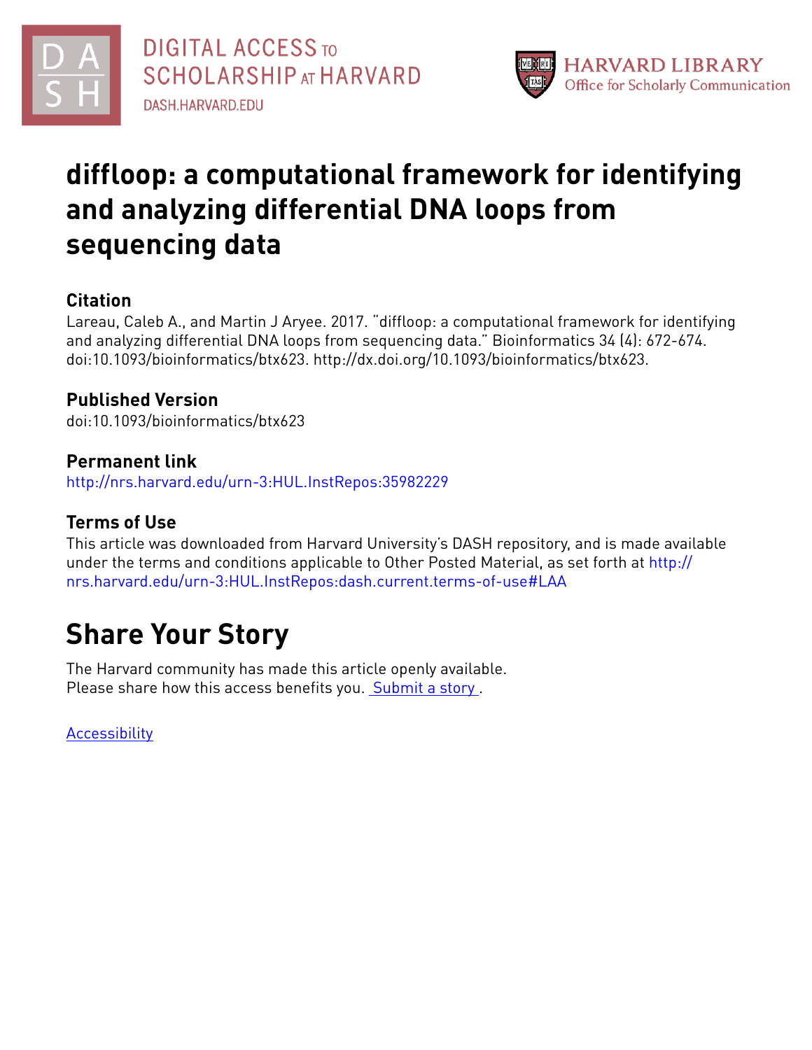# diffloop: a computational framework for identifying and analyzing differential DNA loops from sequencing data

## Citation

Lareau, Caleb A., and Martin J Aryee. 2017. "diffloop: a computational framework for identifying and analyzing differential DNA loops from sequencing data." Bioinformatics 34 (4): 672-674. doi:10.1093/bioinformatics/btx623. http://dx.doi.org/10.1093/bioinformatics/btx623.

## Published Version

doi:10.1093/bioinformatics/btx623

## Permanent link

http://nrs.harvard.edu/urn-3:HUL.InstRepos:35982229

## Terms of Use

This article was downloaded from Harvard University's DASH repository, and is made available under the terms and conditions applicable to Other Posted Material, as set forth at http://nrs.harvard.edu/urn-3:HUL.InstRepos:dash.current.terms-of-use#LAA

# Share Your Story

The Harvard community has made this article openly available.
Please share how this access benefits you. Submit a story .

Accessibility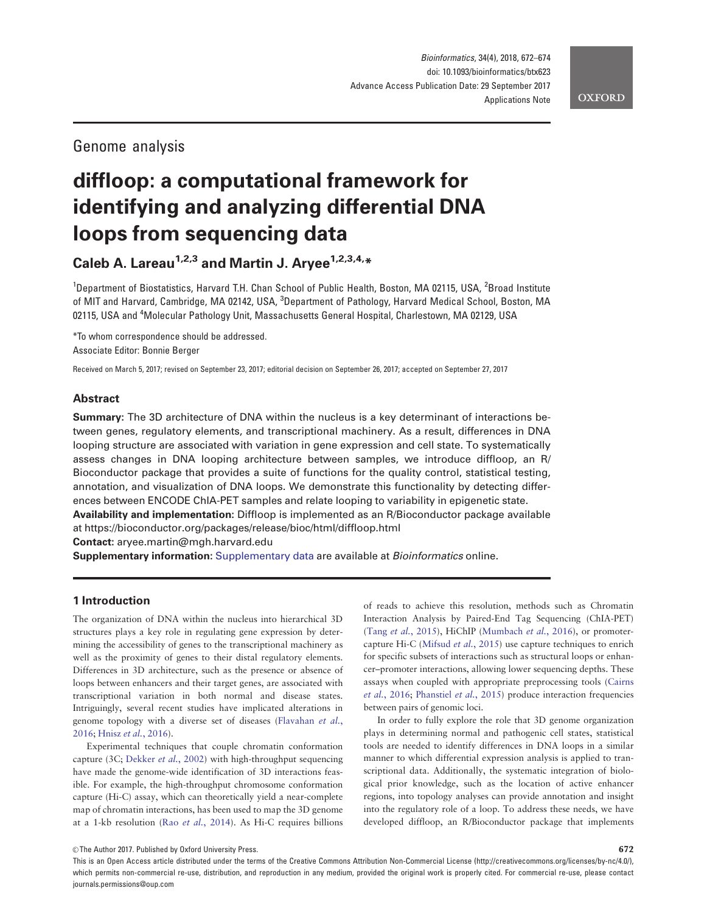## Genome analysis

# diffloop: a computational framework for identifying and analyzing differential DNA loops from sequencing data

**Caleb A. Lareau[1,2,3] and Martin J. Aryee[1,2,3,4,*]**

[1]Department of Biostatistics, Harvard T.H. Chan School of Public Health, Boston, MA 02115, USA, [2]Broad Institute of MIT and Harvard, Cambridge, MA 02142, USA, [3]Department of Pathology, Harvard Medical School, Boston, MA 02115, USA and [4]Molecular Pathology Unit, Massachusetts General Hospital, Charlestown, MA 02129, USA

*To whom correspondence should be addressed.

Associate Editor: Bonnie Berger

Received on March 5, 2017; revised on September 23, 2017; editorial decision on September 26, 2017; accepted on September 27, 2017

## Abstract

**Summary:** The 3D architecture of DNA within the nucleus is a key determinant of interactions between genes, regulatory elements, and transcriptional machinery. As a result, differences in DNA looping structure are associated with variation in gene expression and cell state. To systematically assess changes in DNA looping architecture between samples, we introduce diffloop, an R/Bioconductor package that provides a suite of functions for the quality control, statistical testing, annotation, and visualization of DNA loops. We demonstrate this functionality by detecting differences between ENCODE ChIA-PET samples and relate looping to variability in epigenetic state.

**Availability and implementation:** Diffloop is implemented as an R/Bioconductor package available at https://bioconductor.org/packages/release/bioc/html/diffloop.html

**Contact:** aryee.martin@mgh.harvard.edu

**Supplementary information:** Supplementary data are available at *Bioinformatics* online.

## 1 Introduction

The organization of DNA within the nucleus into hierarchical 3D structures plays a key role in regulating gene expression by determining the accessibility of genes to the transcriptional machinery as well as the proximity of genes to their distal regulatory elements. Differences in 3D architecture, such as the presence or absence of loops between enhancers and their target genes, are associated with transcriptional variation in both normal and disease states. Intriguingly, several recent studies have implicated alterations in genome topology with a diverse set of diseases (Flavahan *et al.*, 2016; Hnisz *et al.*, 2016).

Experimental techniques that couple chromatin conformation capture (3C; Dekker *et al.*, 2002) with high-throughput sequencing have made the genome-wide identification of 3D interactions feasible. For example, the high-throughput chromosome conformation capture (Hi-C) assay, which can theoretically yield a near-complete map of chromatin interactions, has been used to map the 3D genome at a 1-kb resolution (Rao *et al.*, 2014). As Hi-C requires billions of reads to achieve this resolution, methods such as Chromatin Interaction Analysis by Paired-End Tag Sequencing (ChIA-PET) (Tang *et al.*, 2015), HiChIP (Mumbach *et al.*, 2016), or promoter-capture Hi-C (Mifsud *et al.*, 2015) use capture techniques to enrich for specific subsets of interactions such as structural loops or enhancer–promoter interactions, allowing lower sequencing depths. These assays when coupled with appropriate preprocessing tools (Cairns *et al.*, 2016; Phanstiel *et al.*, 2015) produce interaction frequencies between pairs of genomic loci.

In order to fully explore the role that 3D genome organization plays in determining normal and pathogenic cell states, statistical tools are needed to identify differences in DNA loops in a similar manner to which differential expression analysis is applied to transcriptional data. Additionally, the systematic integration of biological prior knowledge, such as the location of active enhancer regions, into topology analyses can provide annotation and insight into the regulatory role of a loop. To address these needs, we have developed diffloop, an R/Bioconductor package that implements

© The Author 2017. Published by Oxford University Press.

This is an Open Access article distributed under the terms of the Creative Commons Attribution Non-Commercial License (http://creativecommons.org/licenses/by-nc/4.0/), which permits non-commercial re-use, distribution, and reproduction in any medium, provided the original work is properly cited. For commercial re-use, please contact journals.permissions@oup.com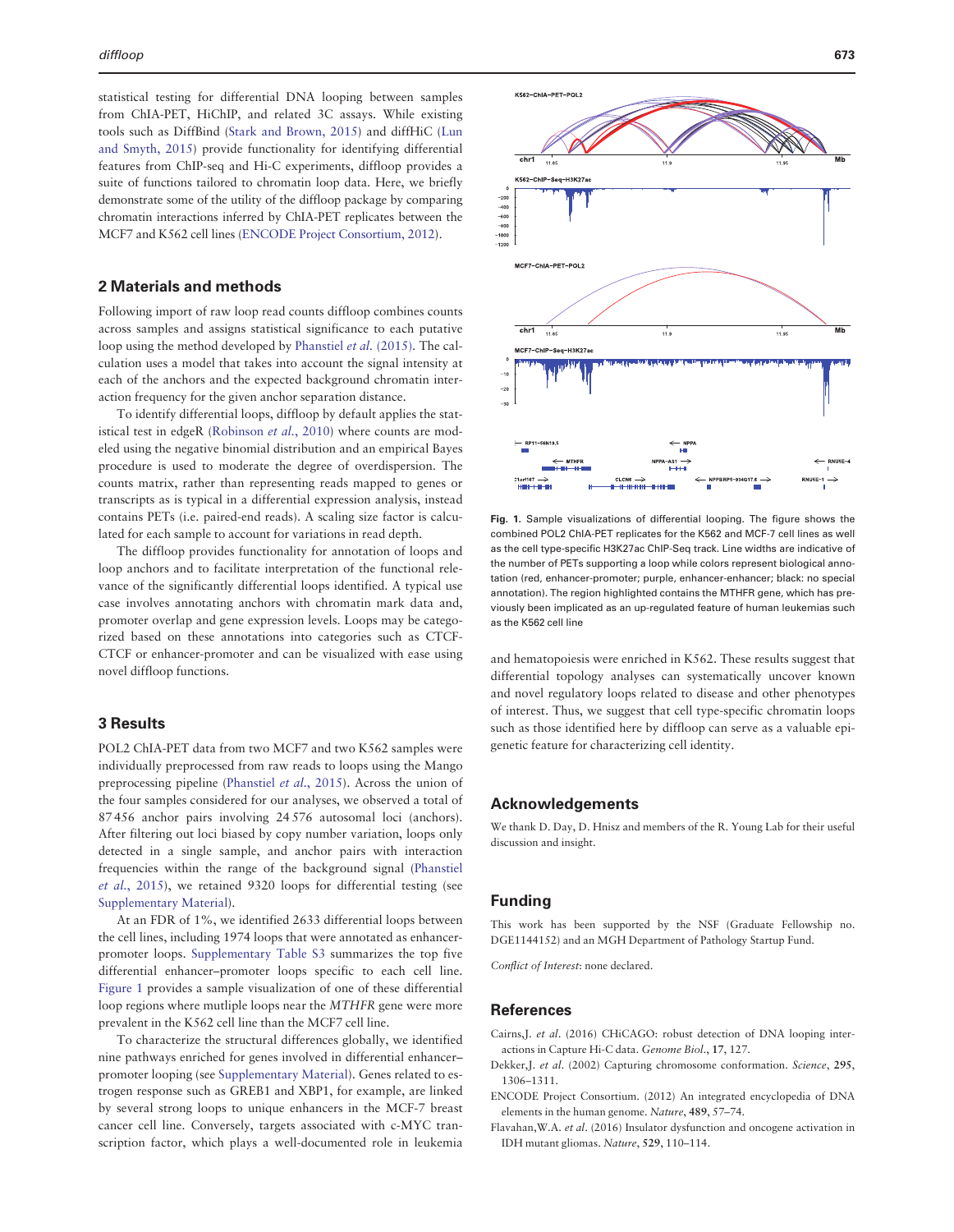statistical testing for differential DNA looping between samples from ChIA-PET, HiChIP, and related 3C assays. While existing tools such as DiffBind (Stark and Brown, 2015) and diffHiC (Lun and Smyth, 2015) provide functionality for identifying differential features from ChIP-seq and Hi-C experiments, diffloop provides a suite of functions tailored to chromatin loop data. Here, we briefly demonstrate some of the utility of the diffloop package by comparing chromatin interactions inferred by ChIA-PET replicates between the MCF7 and K562 cell lines (ENCODE Project Consortium, 2012).

## 2 Materials and methods

Following import of raw loop read counts diffloop combines counts across samples and assigns statistical significance to each putative loop using the method developed by Phanstiel *et al.* (2015). The calculation uses a model that takes into account the signal intensity at each of the anchors and the expected background chromatin interaction frequency for the given anchor separation distance.

To identify differential loops, diffloop by default applies the statistical test in edgeR (Robinson *et al.*, 2010) where counts are modeled using the negative binomial distribution and an empirical Bayes procedure is used to moderate the degree of overdispersion. The counts matrix, rather than representing reads mapped to genes or transcripts as is typical in a differential expression analysis, instead contains PETs (i.e. paired-end reads). A scaling size factor is calculated for each sample to account for variations in read depth.

The diffloop provides functionality for annotation of loops and loop anchors and to facilitate interpretation of the functional relevance of the significantly differential loops identified. A typical use case involves annotating anchors with chromatin mark data and, promoter overlap and gene expression levels. Loops may be categorized based on these annotations into categories such as CTCF-CTCF or enhancer-promoter and can be visualized with ease using novel diffloop functions.

## 3 Results

POL2 ChIA-PET data from two MCF7 and two K562 samples were individually preprocessed from raw reads to loops using the Mango preprocessing pipeline (Phanstiel *et al.*, 2015). Across the union of the four samples considered for our analyses, we observed a total of 87 456 anchor pairs involving 24 576 autosomal loci (anchors). After filtering out loci biased by copy number variation, loops only detected in a single sample, and anchor pairs with interaction frequencies within the range of the background signal (Phanstiel *et al.*, 2015), we retained 9320 loops for differential testing (see Supplementary Material).

At an FDR of 1%, we identified 2633 differential loops between the cell lines, including 1974 loops that were annotated as enhancer-promoter loops. Supplementary Table S3 summarizes the top five differential enhancer–promoter loops specific to each cell line. Figure 1 provides a sample visualization of one of these differential loop regions where mutliple loops near the *MTHFR* gene were more prevalent in the K562 cell line than the MCF7 cell line.

To characterize the structural differences globally, we identified nine pathways enriched for genes involved in differential enhancer–promoter looping (see Supplementary Material). Genes related to estrogen response such as GREB1 and XBP1, for example, are linked by several strong loops to unique enhancers in the MCF-7 breast cancer cell line. Conversely, targets associated with c-MYC transcription factor, which plays a well-documented role in leukemia and hematopoiesis were enriched in K562. These results suggest that differential topology analyses can systematically uncover known and novel regulatory loops related to disease and other phenotypes of interest. Thus, we suggest that cell type-specific chromatin loops such as those identified here by diffloop can serve as a valuable epigenetic feature for characterizing cell identity.

**Fig. 1.** Sample visualizations of differential looping. The figure shows the combined POL2 ChIA-PET replicates for the K562 and MCF-7 cell lines as well as the cell type-specific H3K27ac ChIP-Seq track. Line widths are indicative of the number of PETs supporting a loop while colors represent biological annotation (red, enhancer-promoter; purple, enhancer-enhancer; black: no special annotation). The region highlighted contains the MTHFR gene, which has previously been implicated as an up-regulated feature of human leukemias such as the K562 cell line

## Acknowledgements

We thank D. Day, D. Hnisz and members of the R. Young Lab for their useful discussion and insight.

## Funding

This work has been supported by the NSF (Graduate Fellowship no. DGE1144152) and an MGH Department of Pathology Startup Fund.

*Conflict of Interest*: none declared.

## References

Cairns,J. *et al.* (2016) CHiCAGO: robust detection of DNA looping interactions in Capture Hi-C data. *Genome Biol.*, **17**, 127.

Dekker,J. *et al.* (2002) Capturing chromosome conformation. *Science*, **295**, 1306–1311.

ENCODE Project Consortium. (2012) An integrated encyclopedia of DNA elements in the human genome. *Nature*, **489**, 57–74.

Flavahan,W.A. *et al.* (2016) Insulator dysfunction and oncogene activation in IDH mutant gliomas. *Nature*, **529**, 110–114.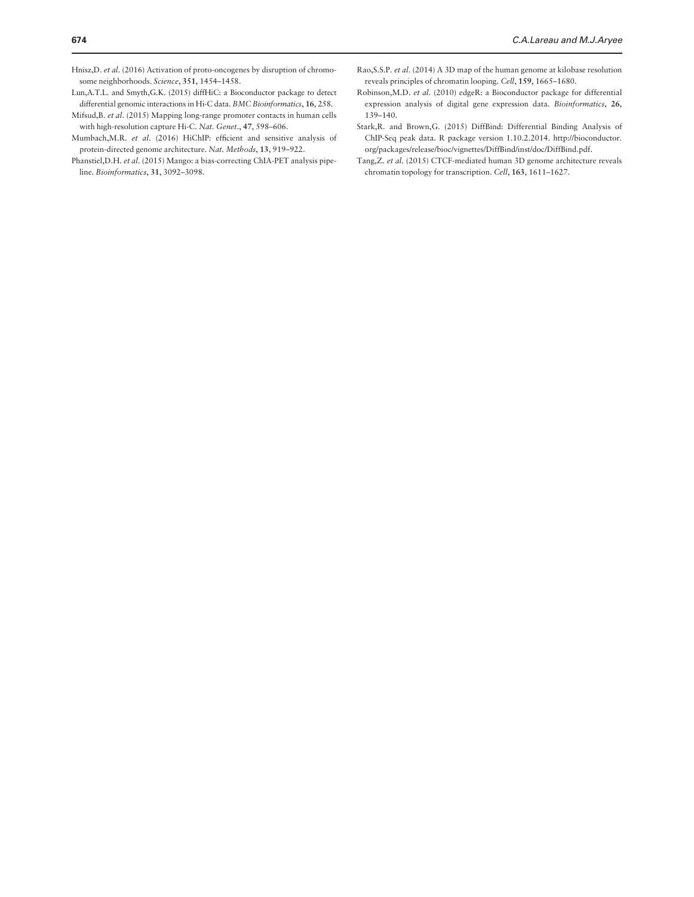Hnisz,D. *et al.* (2016) Activation of proto-oncogenes by disruption of chromosome neighborhoods. *Science*, **351**, 1454–1458.

Lun,A.T.L. and Smyth,G.K. (2015) diffHiC: a Bioconductor package to detect differential genomic interactions in Hi-C data. *BMC Bioinformatics*, **16**, 258.

Mifsud,B. *et al.* (2015) Mapping long-range promoter contacts in human cells with high-resolution capture Hi-C. *Nat. Genet.*, **47**, 598–606.

Mumbach,M.R. *et al.* (2016) HiChIP: efficient and sensitive analysis of protein-directed genome architecture. *Nat. Methods*, **13**, 919–922.

Phanstiel,D.H. *et al.* (2015) Mango: a bias-correcting ChIA-PET analysis pipeline. *Bioinformatics*, **31**, 3092–3098.

Rao,S.S.P. *et al.* (2014) A 3D map of the human genome at kilobase resolution reveals principles of chromatin looping. *Cell*, **159**, 1665–1680.

Robinson,M.D. *et al.* (2010) edgeR: a Bioconductor package for differential expression analysis of digital gene expression data. *Bioinformatics*, **26**, 139–140.

Stark,R. and Brown,G. (2015) DiffBind: Differential Binding Analysis of ChIP-Seq peak data. R package version 1.10.2.2014. http://bioconductor.org/packages/release/bioc/vignettes/DiffBind/inst/doc/DiffBind.pdf.

Tang,Z. *et al.* (2015) CTCF-mediated human 3D genome architecture reveals chromatin topology for transcription. *Cell*, **163**, 1611–1627.